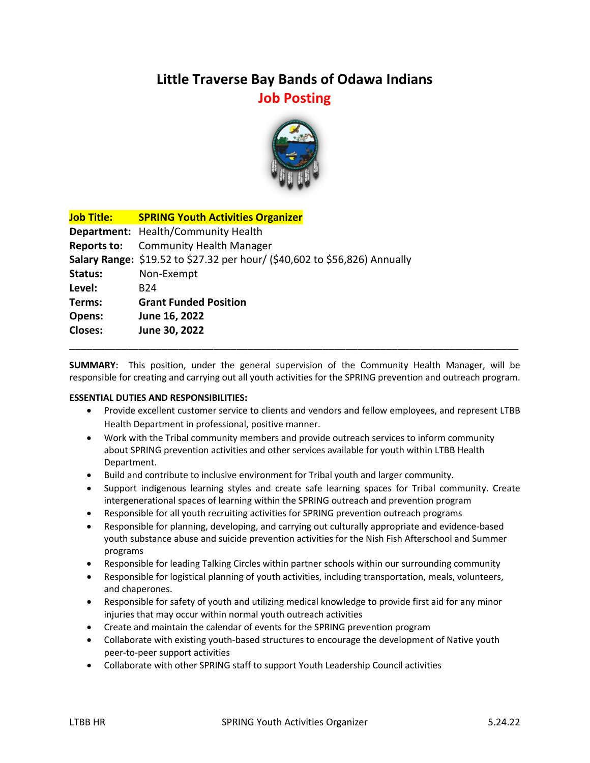# Little Traverse Bay Bands of Odawa Indians

## Job Posting

**Job Title:** **SPRING Youth Activities Organizer**
**Department:** Health/Community Health
**Reports to:** Community Health Manager
**Salary Range:** $19.52 to $27.32 per hour/ ($40,602 to $56,826) Annually
**Status:** Non-Exempt
**Level:** B24
**Terms:** **Grant Funded Position**
**Opens:** **June 16, 2022**
**Closes:** **June 30, 2022**

---

**SUMMARY:** This position, under the general supervision of the Community Health Manager, will be responsible for creating and carrying out all youth activities for the SPRING prevention and outreach program.

**ESSENTIAL DUTIES AND RESPONSIBILITIES:**

- Provide excellent customer service to clients and vendors and fellow employees, and represent LTBB Health Department in professional, positive manner.
- Work with the Tribal community members and provide outreach services to inform community about SPRING prevention activities and other services available for youth within LTBB Health Department.
- Build and contribute to inclusive environment for Tribal youth and larger community.
- Support indigenous learning styles and create safe learning spaces for Tribal community. Create intergenerational spaces of learning within the SPRING outreach and prevention program
- Responsible for all youth recruiting activities for SPRING prevention outreach programs
- Responsible for planning, developing, and carrying out culturally appropriate and evidence-based youth substance abuse and suicide prevention activities for the Nish Fish Afterschool and Summer programs
- Responsible for leading Talking Circles within partner schools within our surrounding community
- Responsible for logistical planning of youth activities, including transportation, meals, volunteers, and chaperones.
- Responsible for safety of youth and utilizing medical knowledge to provide first aid for any minor injuries that may occur within normal youth outreach activities
- Create and maintain the calendar of events for the SPRING prevention program
- Collaborate with existing youth-based structures to encourage the development of Native youth peer-to-peer support activities
- Collaborate with other SPRING staff to support Youth Leadership Council activities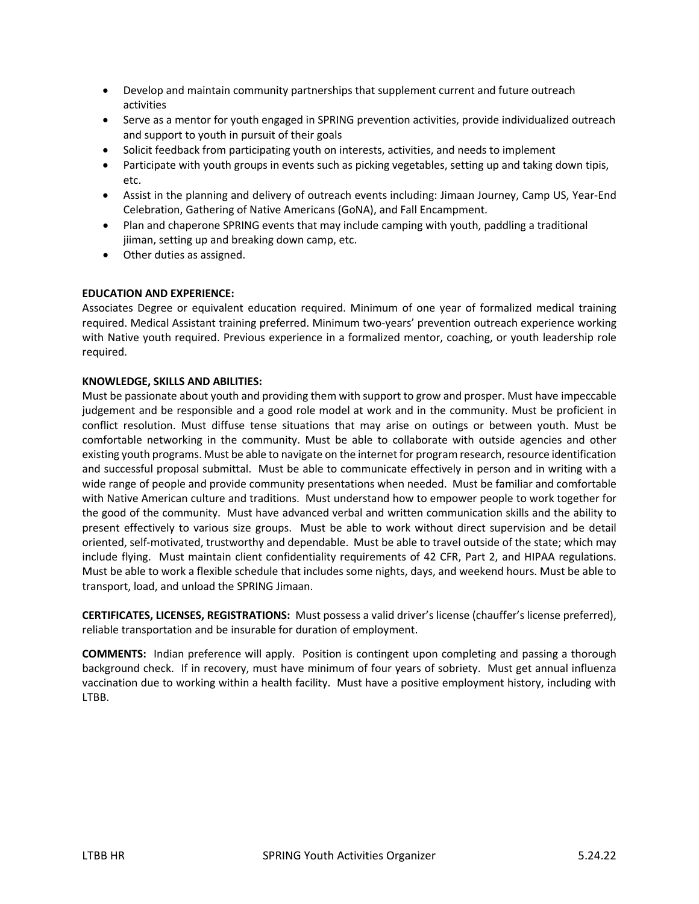- Develop and maintain community partnerships that supplement current and future outreach activities
- Serve as a mentor for youth engaged in SPRING prevention activities, provide individualized outreach and support to youth in pursuit of their goals
- Solicit feedback from participating youth on interests, activities, and needs to implement
- Participate with youth groups in events such as picking vegetables, setting up and taking down tipis, etc.
- Assist in the planning and delivery of outreach events including: Jimaan Journey, Camp US, Year-End Celebration, Gathering of Native Americans (GoNA), and Fall Encampment.
- Plan and chaperone SPRING events that may include camping with youth, paddling a traditional jiiman, setting up and breaking down camp, etc.
- Other duties as assigned.

**EDUCATION AND EXPERIENCE:**
Associates Degree or equivalent education required. Minimum of one year of formalized medical training required. Medical Assistant training preferred. Minimum two-years' prevention outreach experience working with Native youth required. Previous experience in a formalized mentor, coaching, or youth leadership role required.

**KNOWLEDGE, SKILLS AND ABILITIES:**
Must be passionate about youth and providing them with support to grow and prosper. Must have impeccable judgement and be responsible and a good role model at work and in the community. Must be proficient in conflict resolution. Must diffuse tense situations that may arise on outings or between youth. Must be comfortable networking in the community. Must be able to collaborate with outside agencies and other existing youth programs. Must be able to navigate on the internet for program research, resource identification and successful proposal submittal. Must be able to communicate effectively in person and in writing with a wide range of people and provide community presentations when needed. Must be familiar and comfortable with Native American culture and traditions. Must understand how to empower people to work together for the good of the community. Must have advanced verbal and written communication skills and the ability to present effectively to various size groups. Must be able to work without direct supervision and be detail oriented, self-motivated, trustworthy and dependable. Must be able to travel outside of the state; which may include flying. Must maintain client confidentiality requirements of 42 CFR, Part 2, and HIPAA regulations. Must be able to work a flexible schedule that includes some nights, days, and weekend hours. Must be able to transport, load, and unload the SPRING Jimaan.

**CERTIFICATES, LICENSES, REGISTRATIONS:** Must possess a valid driver's license (chauffer's license preferred), reliable transportation and be insurable for duration of employment.

**COMMENTS:** Indian preference will apply. Position is contingent upon completing and passing a thorough background check. If in recovery, must have minimum of four years of sobriety. Must get annual influenza vaccination due to working within a health facility. Must have a positive employment history, including with LTBB.